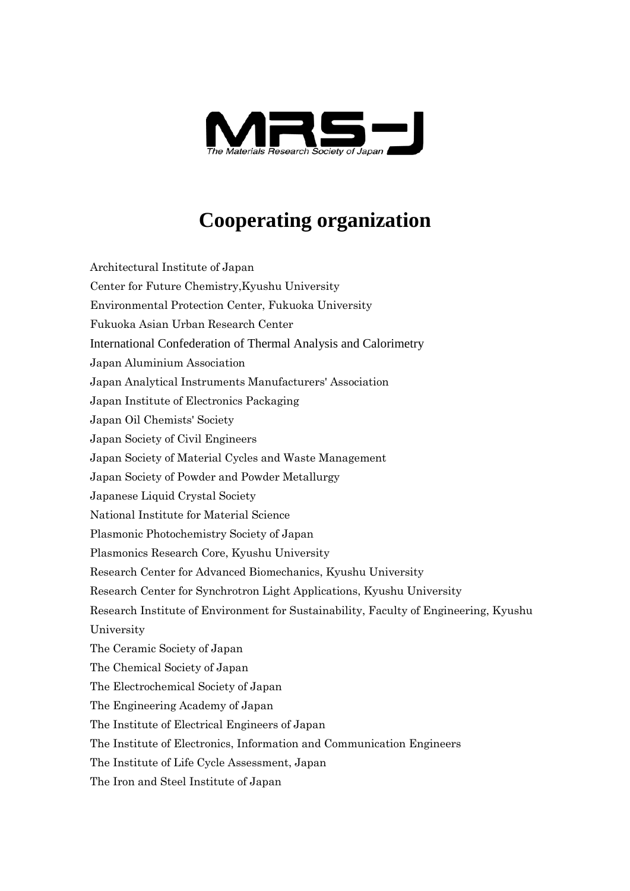# Cooperating organization

Architectural Institute of Japan

Center for Future Chemistry,Kyushu University

Environmental Protection Center, Fukuoka University

Fukuoka Asian Urban Research Center

International Confederation of Thermal Analysis and Calorimetry

Japan Aluminium Association

Japan Analytical Instruments Manufacturers' Association

Japan Institute of Electronics Packaging

Japan Oil Chemists' Society

Japan Society of Civil Engineers

Japan Society of Material Cycles and Waste Management

Japan Society of Powder and Powder Metallurgy

Japanese Liquid Crystal Society

National Institute for Material Science

Plasmonic Photochemistry Society of Japan

Plasmonics Research Core, Kyushu University

Research Center for Advanced Biomechanics, Kyushu University

Research Center for Synchrotron Light Applications, Kyushu University

Research Institute of Environment for Sustainability, Faculty of Engineering, Kyushu University

The Ceramic Society of Japan

The Chemical Society of Japan

The Electrochemical Society of Japan

The Engineering Academy of Japan

The Institute of Electrical Engineers of Japan

The Institute of Electronics, Information and Communication Engineers

The Institute of Life Cycle Assessment, Japan

The Iron and Steel Institute of Japan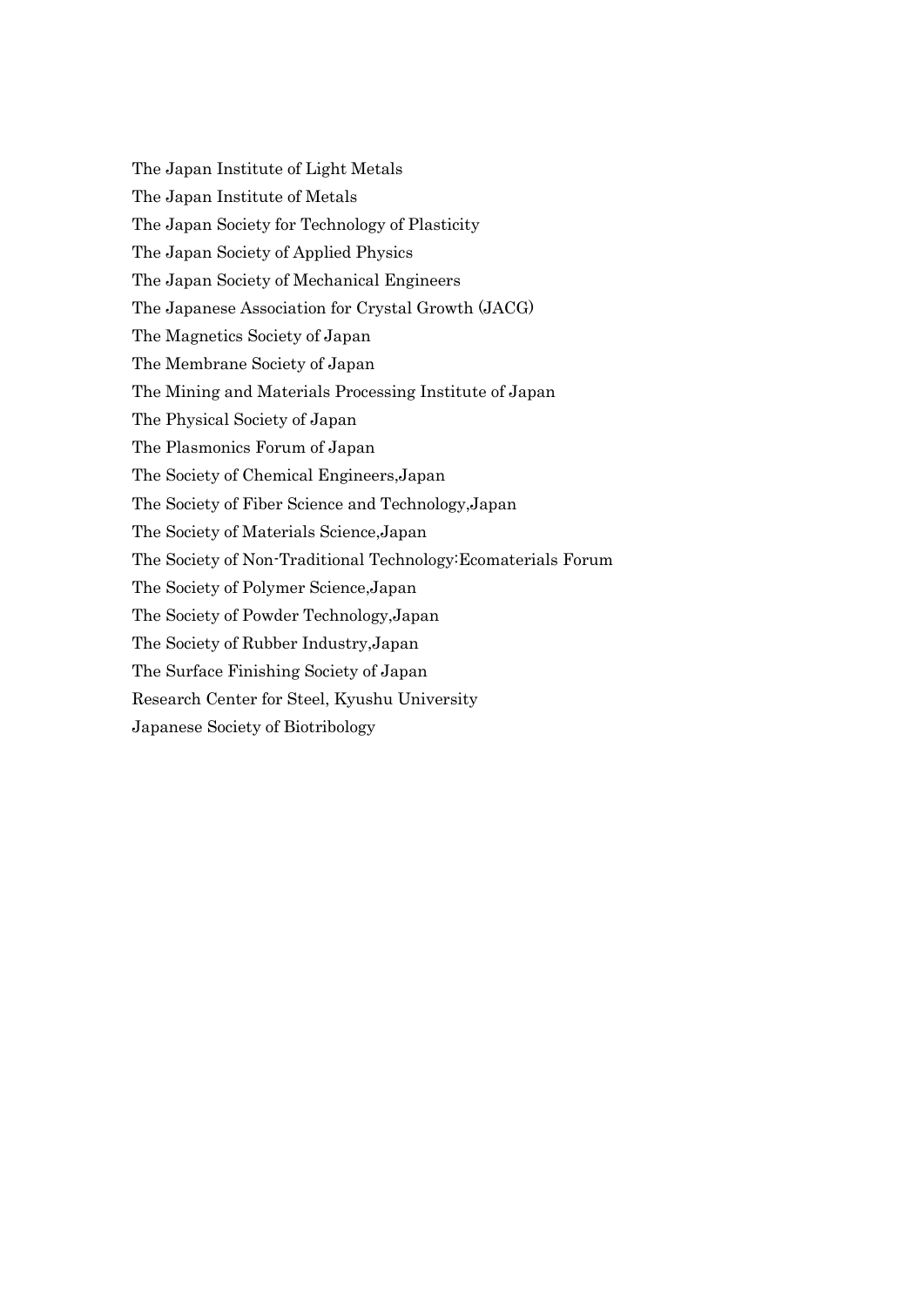The Japan Institute of Light Metals

The Japan Institute of Metals

The Japan Society for Technology of Plasticity

The Japan Society of Applied Physics

The Japan Society of Mechanical Engineers

The Japanese Association for Crystal Growth (JACG)

The Magnetics Society of Japan

The Membrane Society of Japan

The Mining and Materials Processing Institute of Japan

The Physical Society of Japan

The Plasmonics Forum of Japan

The Society of Chemical Engineers,Japan

The Society of Fiber Science and Technology,Japan

The Society of Materials Science,Japan

The Society of Non-Traditional Technology:Ecomaterials Forum

The Society of Polymer Science,Japan

The Society of Powder Technology,Japan

The Society of Rubber Industry,Japan

The Surface Finishing Society of Japan

Research Center for Steel, Kyushu University

Japanese Society of Biotribology